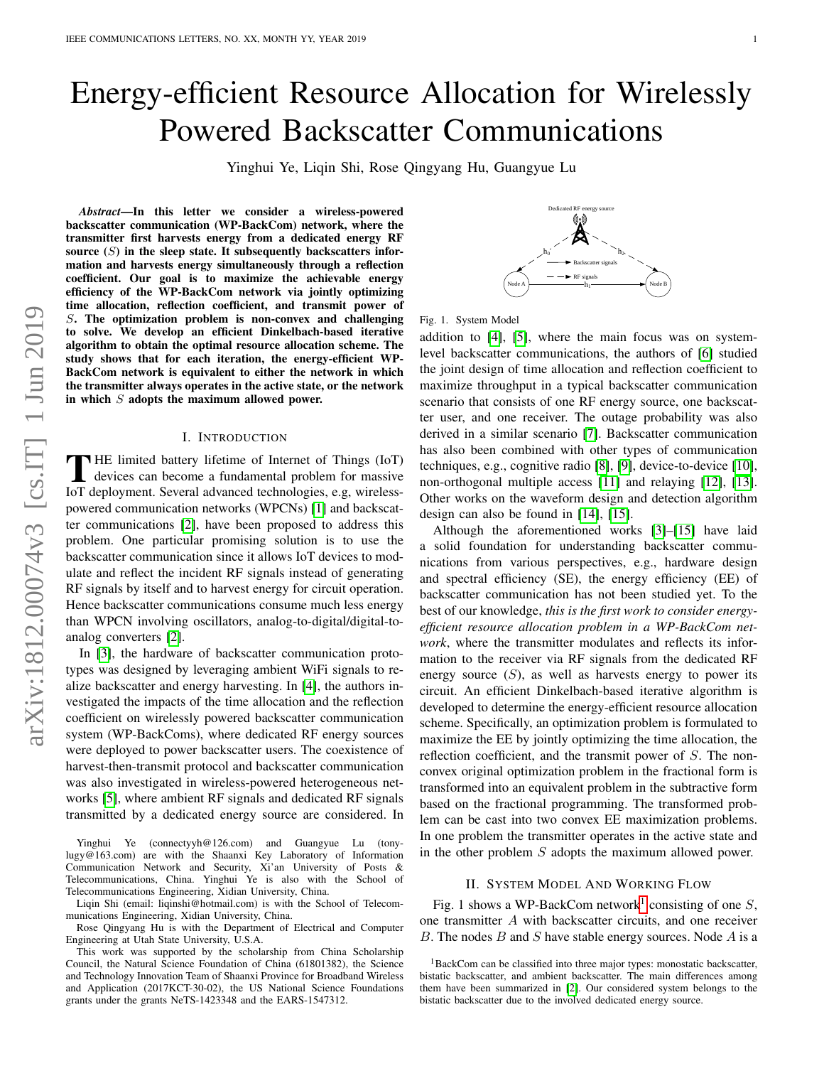# Energy-efficient Resource Allocation for Wirelessly Powered Backscatter Communications

Yinghui Ye, Liqin Shi, Rose Qingyang Hu, Guangyue Lu

***Abstract*—In this letter we consider a wireless-powered backscatter communication (WP-BackCom) network, where the transmitter first harvests energy from a dedicated energy RF source ($S$) in the sleep state. It subsequently backscatters information and harvests energy simultaneously through a reflection coefficient. Our goal is to maximize the achievable energy efficiency of the WP-BackCom network via jointly optimizing time allocation, reflection coefficient, and transmit power of $S$. The optimization problem is non-convex and challenging to solve. We develop an efficient Dinkelbach-based iterative algorithm to obtain the optimal resource allocation scheme. The study shows that for each iteration, the energy-efficient WP-BackCom network is equivalent to either the network in which the transmitter always operates in the active state, or the network in which $S$ adopts the maximum allowed power.**

## I. Introduction

The limited battery lifetime of Internet of Things (IoT) devices can become a fundamental problem for massive IoT deployment. Several advanced technologies, e.g, wireless-powered communication networks (WPCNs) [1] and backscatter communications [2], have been proposed to address this problem. One particular promising solution is to use the backscatter communication since it allows IoT devices to modulate and reflect the incident RF signals instead of generating RF signals by itself and to harvest energy for circuit operation. Hence backscatter communications consume much less energy than WPCN involving oscillators, analog-to-digital/digital-to-analog converters [2].

In [3], the hardware of backscatter communication prototypes was designed by leveraging ambient WiFi signals to realize backscatter and energy harvesting. In [4], the authors investigated the impacts of the time allocation and the reflection coefficient on wirelessly powered backscatter communication system (WP-BackComs), where dedicated RF energy sources were deployed to power backscatter users. The coexistence of harvest-then-transmit protocol and backscatter communication was also investigated in wireless-powered heterogeneous networks [5], where ambient RF signals and dedicated RF signals transmitted by a dedicated energy source are considered. In addition to [4], [5], where the main focus was on system-level backscatter communications, the authors of [6] studied the joint design of time allocation and reflection coefficient to maximize throughput in a typical backscatter communication scenario that consists of one RF energy source, one backscatter user, and one receiver. The outage probability was also derived in a similar scenario [7]. Backscatter communication has also been combined with other types of communication techniques, e.g., cognitive radio [8], [9], device-to-device [10], non-orthogonal multiple access [11] and relaying [12], [13]. Other works on the waveform design and detection algorithm design can also be found in [14], [15].

Although the aforementioned works [3]–[15] have laid a solid foundation for understanding backscatter communications from various perspectives, e.g., hardware design and spectral efficiency (SE), the energy efficiency (EE) of backscatter communication has not been studied yet. To the best of our knowledge, *this is the first work to consider energy-efficient resource allocation problem in a WP-BackCom network*, where the transmitter modulates and reflects its information to the receiver via RF signals from the dedicated RF energy source ($S$), as well as harvests energy to power its circuit. An efficient Dinkelbach-based iterative algorithm is developed to determine the energy-efficient resource allocation scheme. Specifically, an optimization problem is formulated to maximize the EE by jointly optimizing the time allocation, the reflection coefficient, and the transmit power of $S$. The non-convex original optimization problem in the fractional form is transformed into an equivalent problem in the subtractive form based on the fractional programming. The transformed problem can be cast into two convex EE maximization problems. In one problem the transmitter operates in the active state and in the other problem $S$ adopts the maximum allowed power.

Fig. 1. System Model

## II. System Model And Working Flow

Fig. 1 shows a WP-BackCom network[1] consisting of one $S$, one transmitter $A$ with backscatter circuits, and one receiver $B$. The nodes $B$ and $S$ have stable energy sources. Node $A$ is a

---

Yinghui Ye (connectyyh@126.com) and Guangyue Lu (tonylugy@163.com) are with the Shaanxi Key Laboratory of Information Communication Network and Security, Xi'an University of Posts & Telecommunications, China. Yinghui Ye is also with the School of Telecommunications Engineering, Xidian University, China.

Liqin Shi (email: liqinshi@hotmail.com) is with the School of Telecommunications Engineering, Xidian University, China.

Rose Qingyang Hu is with the Department of Electrical and Computer Engineering at Utah State University, U.S.A.

This work was supported by the scholarship from China Scholarship Council, the Natural Science Foundation of China (61801382), the Science and Technology Innovation Team of Shaanxi Province for Broadband Wireless and Application (2017KCT-30-02), the US National Science Foundations grants under the grants NeTS-1423348 and the EARS-1547312.

[1] BackCom can be classified into three major types: monostatic backscatter, bistatic backscatter, and ambient backscatter. The main differences among them have been summarized in [2]. Our considered system belongs to the bistatic backscatter due to the involved dedicated energy source.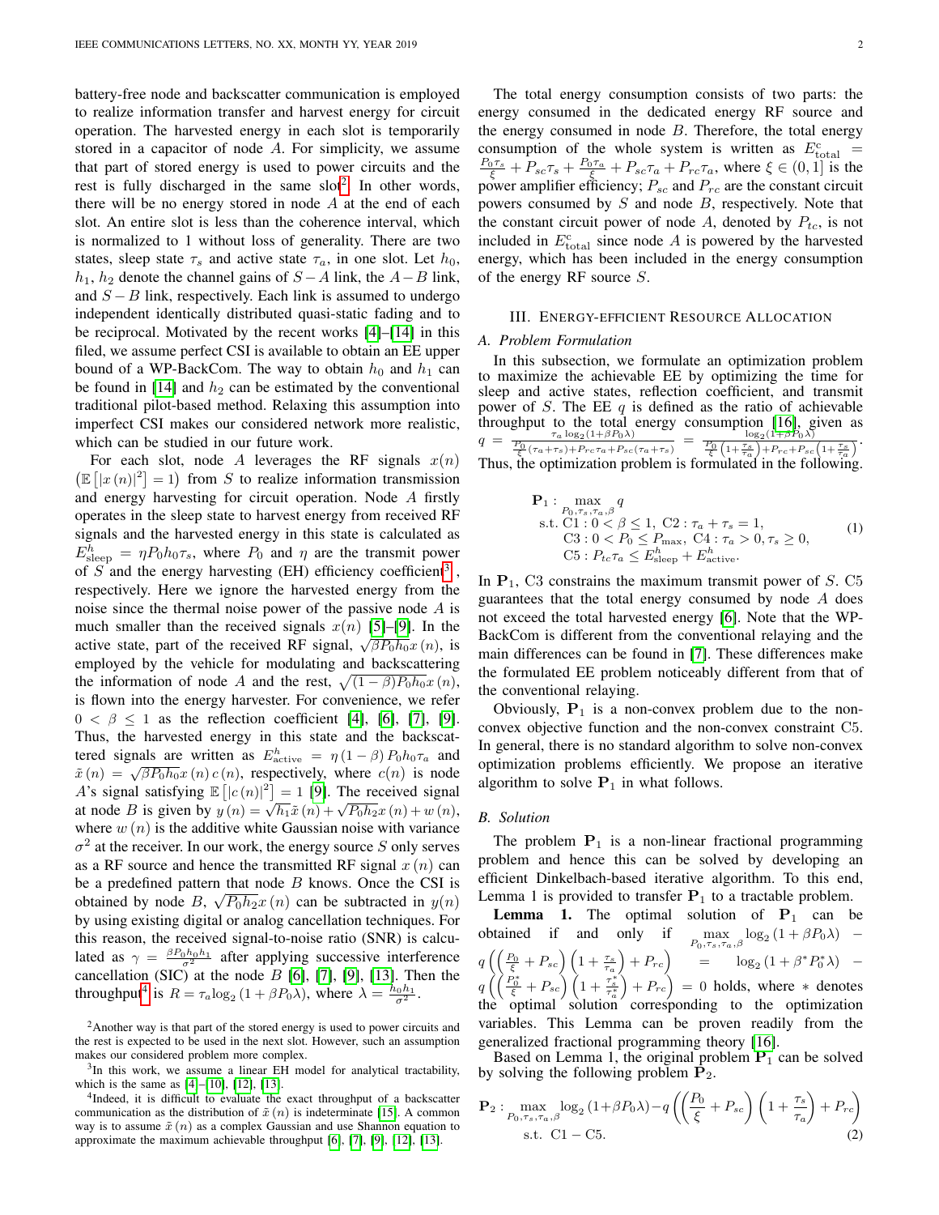battery-free node and backscatter communication is employed to realize information transfer and harvest energy for circuit operation. The harvested energy in each slot is temporarily stored in a capacitor of node $A$. For simplicity, we assume that part of stored energy is used to power circuits and the rest is fully discharged in the same slot[2]. In other words, there will be no energy stored in node $A$ at the end of each slot. An entire slot is less than the coherence interval, which is normalized to 1 without loss of generality. There are two states, sleep state $\tau_s$ and active state $\tau_a$, in one slot. Let $h_0$, $h_1$, $h_2$ denote the channel gains of $S-A$ link, the $A-B$ link, and $S-B$ link, respectively. Each link is assumed to undergo independent identically distributed quasi-static fading and to be reciprocal. Motivated by the recent works [4]–[14] in this filed, we assume perfect CSI is available to obtain an EE upper bound of a WP-BackCom. The way to obtain $h_0$ and $h_1$ can be found in [14] and $h_2$ can be estimated by the conventional traditional pilot-based method. Relaxing this assumption into imperfect CSI makes our considered network more realistic, which can be studied in our future work.

For each slot, node $A$ leverages the RF signals $x(n)$ $\left(\mathbb{E}\left[|x(n)|^2\right]=1\right)$ from $S$ to realize information transmission and energy harvesting for circuit operation. Node $A$ firstly operates in the sleep state to harvest energy from received RF signals and the harvested energy in this state is calculated as $E_{\text{sleep}}^h = \eta P_0 h_0 \tau_s$, where $P_0$ and $\eta$ are the transmit power of $S$ and the energy harvesting (EH) efficiency coefficient[3], respectively. Here we ignore the harvested energy from the noise since the thermal noise power of the passive node $A$ is much smaller than the received signals $x(n)$ [5]–[9]. In the active state, part of the received RF signal, $\sqrt{\beta P_0 h_0} x(n)$, is employed by the vehicle for modulating and backscattering the information of node $A$ and the rest, $\sqrt{(1-\beta) P_0 h_0} x(n)$, is flown into the energy harvester. For convenience, we refer $0 < \beta \leq 1$ as the reflection coefficient [4], [6], [7], [9]. Thus, the harvested energy in this state and the backscattered signals are written as $E_{\text{active}}^h = \eta (1-\beta) P_0 h_0 \tau_a$ and $\tilde{x}(n) = \sqrt{\beta P_0 h_0} x(n) c(n)$, respectively, where $c(n)$ is node $A$'s signal satisfying $\mathbb{E}\left[|c(n)|^2\right]=1$ [9]. The received signal at node $B$ is given by $y(n) = \sqrt{h_1}\tilde{x}(n) + \sqrt{P_0 h_2} x(n) + w(n)$, where $w(n)$ is the additive white Gaussian noise with variance $\sigma^2$ at the receiver. In our work, the energy source $S$ only serves as a RF source and hence the transmitted RF signal $x(n)$ can be a predefined pattern that node $B$ knows. Once the CSI is obtained by node $B$, $\sqrt{P_0 h_2} x(n)$ can be subtracted in $y(n)$ by using existing digital or analog cancellation techniques. For this reason, the received signal-to-noise ratio (SNR) is calculated as $\gamma = \frac{\beta P_0 h_0 h_1}{\sigma^2}$ after applying successive interference cancellation (SIC) at the node $B$ [6], [7], [9], [13]. Then the throughput[4] is $R = \tau_a \log_2(1+\beta P_0 \lambda)$, where $\lambda = \frac{h_0 h_1}{\sigma^2}$.

The total energy consumption consists of two parts: the energy consumed in the dedicated energy RF source and the energy consumed in node $B$. Therefore, the total energy consumption of the whole system is written as $E_{\text{total}}^{\text{c}} = \frac{P_0 \tau_s}{\xi} + P_{sc}\tau_s + \frac{P_0 \tau_a}{\xi} + P_{sc}\tau_a + P_{rc}\tau_a$, where $\xi \in (0,1]$ is the power amplifier efficiency; $P_{sc}$ and $P_{rc}$ are the constant circuit powers consumed by $S$ and node $B$, respectively. Note that the constant circuit power of node $A$, denoted by $P_{tc}$, is not included in $E_{\text{total}}^{\text{c}}$ since node $A$ is powered by the harvested energy, which has been included in the energy consumption of the energy RF source $S$.

## III. Energy-efficient Resource Allocation

### A. Problem Formulation

In this subsection, we formulate an optimization problem to maximize the achievable EE by optimizing the time for sleep and active states, reflection coefficient, and transmit power of $S$. The EE $q$ is defined as the ratio of achievable throughput to the total energy consumption [16], given as $q = \frac{\tau_a \log_2(1+\beta P_0 \lambda)}{\frac{P_0}{\xi}(\tau_a+\tau_s) + P_{rc}\tau_a + P_{sc}(\tau_a+\tau_s)} = \frac{\log_2(1+\beta P_0 \lambda)}{\frac{P_0}{\xi}\left(1+\frac{\tau_s}{\tau_a}\right) + P_{rc} + P_{sc}\left(1+\frac{\tau_s}{\tau_a}\right)}$. Thus, the optimization problem is formulated in the following.

$$
\begin{aligned}
\mathbf{P}_1 : & \max_{P_0, \tau_s, \tau_a, \beta} q \\
\text{s.t. } & \text{C1}: 0 < \beta \leq 1, \ \text{C2}: \tau_a + \tau_s = 1, \\
& \text{C3}: 0 < P_0 \leq P_{\max}, \ \text{C4}: \tau_a > 0, \tau_s \geq 0, \\
& \text{C5}: P_{tc}\tau_a \leq E_{\text{sleep}}^h + E_{\text{active}}^h.
\end{aligned} \tag{1}
$$

In $\mathbf{P}_1$, C3 constrains the maximum transmit power of $S$. C5 guarantees that the total energy consumed by node $A$ does not exceed the total harvested energy [6]. Note that the WP-BackCom is different from the conventional relaying and the main differences can be found in [7]. These differences make the formulated EE problem noticeably different from that of the conventional relaying.

Obviously, $\mathbf{P}_1$ is a non-convex problem due to the non-convex objective function and the non-convex constraint C5. In general, there is no standard algorithm to solve non-convex optimization problems efficiently. We propose an iterative algorithm to solve $\mathbf{P}_1$ in what follows.

### B. Solution

The problem $\mathbf{P}_1$ is a non-linear fractional programming problem and hence this can be solved by developing an efficient Dinkelbach-based iterative algorithm. To this end, Lemma 1 is provided to transfer $\mathbf{P}_1$ to a tractable problem.

**Lemma 1.** The optimal solution of $\mathbf{P}_1$ can be obtained if and only if $\max\limits_{P_0,\tau_s,\tau_a,\beta} \log_2(1+\beta P_0 \lambda) - q\left(\left(\frac{P_0}{\xi}+P_{sc}\right)\left(1+\frac{\tau_s}{\tau_a}\right)+P_{rc}\right) = \log_2(1+\beta^* P_0^* \lambda) - q\left(\left(\frac{P_0^*}{\xi}+P_{sc}\right)\left(1+\frac{\tau_s^*}{\tau_a^*}\right)+P_{rc}\right) = 0$ holds, where $*$ denotes the optimal solution corresponding to the optimization variables. This Lemma can be proven readily from the generalized fractional programming theory [16].

Based on Lemma 1, the original problem $\mathbf{P}_1$ can be solved by solving the following problem $\mathbf{P}_2$.

$$
\begin{aligned}
\mathbf{P}_2 : & \max_{P_0,\tau_s,\tau_a,\beta} \log_2(1+\beta P_0 \lambda) - q\left(\left(\frac{P_0}{\xi}+P_{sc}\right)\left(1+\frac{\tau_s}{\tau_a}\right)+P_{rc}\right) \\
& \text{s.t. } \text{C1} - \text{C5}.
\end{aligned} \tag{2}
$$

---

[2] Another way is that part of the stored energy is used to power circuits and the rest is expected to be used in the next slot. However, such an assumption makes our considered problem more complex.

[3] In this work, we assume a linear EH model for analytical tractability, which is the same as [4]–[10], [12], [13].

[4] Indeed, it is difficult to evaluate the exact throughput of a backscatter communication as the distribution of $\tilde{x}(n)$ is indeterminate [15]. A common way is to assume $\tilde{x}(n)$ as a complex Gaussian and use Shannon equation to approximate the maximum achievable throughput [6], [7], [9], [12], [13].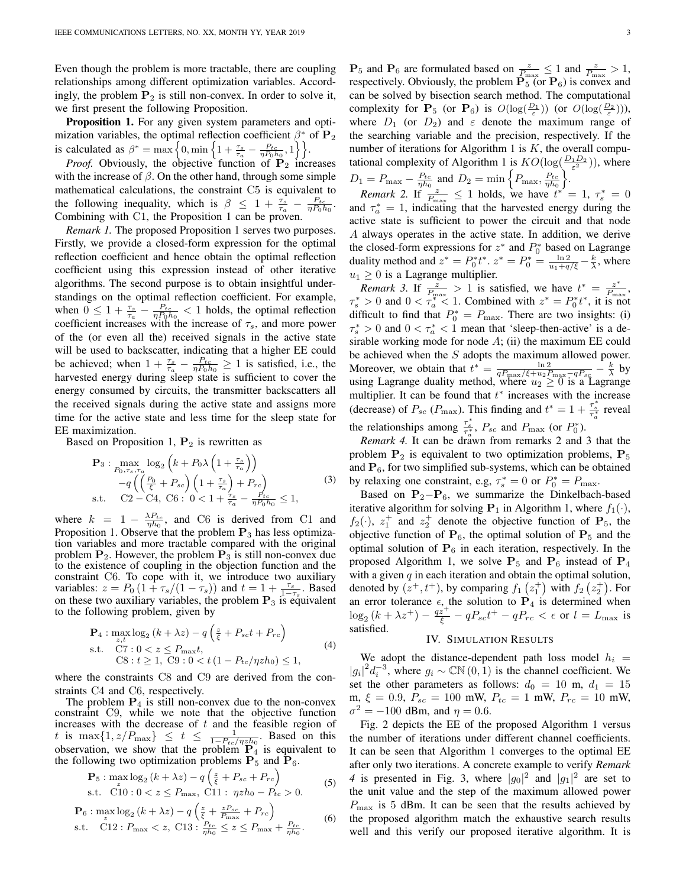Even though the problem is more tractable, there are coupling relationships among different optimization variables. Accordingly, the problem $\mathbf{P}_2$ is still non-convex. In order to solve it, we first present the following Proposition.

**Proposition 1.** For any given system parameters and optimization variables, the optimal reflection coefficient $\beta^*$ of $\mathbf{P}_2$ is calculated as $\beta^* = \max\left\{0, \min\left\{1 + \frac{\tau_s}{\tau_a} - \frac{P_{tc}}{\eta P_0 h_0}, 1\right\}\right\}$.

*Proof.* Obviously, the objective function of $\mathbf{P}_2$ increases with the increase of $\beta$. On the other hand, through some simple mathematical calculations, the constraint C5 is equivalent to the following inequality, which is $\beta \leq 1 + \frac{\tau_s}{\tau_a} - \frac{P_{tc}}{\eta P_0 h_0}$. Combining with C1, the Proposition 1 can be proven.

*Remark 1.* The proposed Proposition 1 serves two purposes. Firstly, we provide a closed-form expression for the optimal reflection coefficient and hence obtain the optimal reflection coefficient using this expression instead of other iterative algorithms. The second purpose is to obtain insightful understandings on the optimal reflection coefficient. For example, when $0 \leq 1 + \frac{\tau_s}{\tau_a} - \frac{P_{tc}}{\eta P_0 h_0} < 1$ holds, the optimal reflection coefficient increases with the increase of $\tau_s$, and more power of the (or even all the) received signals in the active state will be used to backscatter, indicating that a higher EE could be achieved; when $1 + \frac{\tau_s}{\tau_a} - \frac{P_{tc}}{\eta P_0 h_0} \geq 1$ is satisfied, i.e., the harvested energy during sleep state is sufficient to cover the energy consumed by circuits, the transmitter backscatters all the received signals during the active state and assigns more time for the active state and less time for the sleep state for EE maximization.

Based on Proposition 1, $\mathbf{P}_2$ is rewritten as

$$
\begin{aligned}
\mathbf{P}_3 : \max_{P_0, \tau_s, \tau_a} & \log_2\left(k + P_0 \lambda\left(1 + \frac{\tau_s}{\tau_a}\right)\right) \\
& - q\left(\left(\frac{P_0}{\xi} + P_{sc}\right)\left(1 + \frac{\tau_s}{\tau_a}\right) + P_{rc}\right) \\
\text{s.t.} \quad & \text{C2} - \text{C4},\ \text{C6}:\ 0 < 1 + \frac{\tau_s}{\tau_a} - \frac{P_{tc}}{\eta P_0 h_0} \leq 1,
\end{aligned} \tag{3}
$$

where $k = 1 - \frac{\lambda P_{tc}}{\eta h_0}$, and C6 is derived from C1 and Proposition 1. Observe that the problem $\mathbf{P}_3$ has less optimization variables and more tractable compared with the original problem $\mathbf{P}_2$. However, the problem $\mathbf{P}_3$ is still non-convex due to the existence of coupling in the objection function and the constraint C6. To cope with it, we introduce two auxiliary variables: $z = P_0\left(1 + \tau_s/(1-\tau_s)\right)$ and $t = 1 + \frac{\tau_s}{1-\tau_s}$. Based on these two auxiliary variables, the problem $\mathbf{P}_3$ is equivalent to the following problem, given by

$$
\begin{aligned}
\mathbf{P}_4 : \max_{z,t} & \log_2\left(k + \lambda z\right) - q\left(\frac{z}{\xi} + P_{sc} t + P_{rc}\right) \\
\text{s.t.} \quad & \text{C7}: 0 < z \leq P_{\max} t, \\
& \text{C8}: t \geq 1,\ \text{C9}: 0 < t\left(1 - P_{tc}/\eta z h_0\right) \leq 1,
\end{aligned} \tag{4}
$$

where the constraints C8 and C9 are derived from the constraints C4 and C6, respectively.

The problem $\mathbf{P}_4$ is still non-convex due to the non-convex constraint C9, while we note that the objective function increases with the decrease of $t$ and the feasible region of $t$ is $\max\{1, z/P_{\max}\} \leq t \leq \frac{1}{1 - P_{tc}/\eta z h_0}$. Based on this observation, we show that the problem $\mathbf{P}_4$ is equivalent to the following two optimization problems $\mathbf{P}_5$ and $\mathbf{P}_6$.

$$
\begin{aligned}
\mathbf{P}_5 : \max_{z} & \log_2\left(k + \lambda z\right) - q\left(\frac{z}{\xi} + P_{sc} + P_{rc}\right) \\
\text{s.t.} \quad & \text{C10}: 0 < z \leq P_{\max},\ \text{C11}:\ \eta z h_0 - P_{tc} > 0.
\end{aligned} \tag{5}
$$

$$
\begin{aligned}
\mathbf{P}_6 : \max_{z} & \log_2\left(k + \lambda z\right) - q\left(\frac{z}{\xi} + \frac{z P_{sc}}{P_{\max}} + P_{rc}\right) \\
\text{s.t.} \quad & \text{C12}: P_{\max} < z,\ \text{C13}: \frac{P_{tc}}{\eta h_0} \leq z \leq P_{\max} + \frac{P_{tc}}{\eta h_0}.
\end{aligned} \tag{6}
$$

$\mathbf{P}_5$ and $\mathbf{P}_6$ are formulated based on $\frac{z}{P_{\max}} \leq 1$ and $\frac{z}{P_{\max}} > 1$, respectively. Obviously, the problem $\mathbf{P}_5$ (or $\mathbf{P}_6$) is convex and can be solved by bisection search method. The computational complexity for $\mathbf{P}_5$ (or $\mathbf{P}_6$) is $O(\log(\frac{D_1}{\varepsilon}))$ (or $O(\log(\frac{D_2}{\varepsilon}))$), where $D_1$ (or $D_2$) and $\varepsilon$ denote the maximum range of the searching variable and the precision, respectively. If the number of iterations for Algorithm 1 is $K$, the overall computational complexity of Algorithm 1 is $KO(\log(\frac{D_1 D_2}{\varepsilon^2}))$, where $D_1 = P_{\max} - \frac{P_{tc}}{\eta h_0}$ and $D_2 = \min\left\{P_{\max}, \frac{P_{tc}}{\eta h_0}\right\}$.

*Remark 2.* If $\frac{z}{P_{\max}} \leq 1$ holds, we have $t^* = 1$, $\tau_s^* = 0$ and $\tau_a^* = 1$, indicating that the harvested energy during the active state is sufficient to power the circuit and that node $A$ always operates in the active state. In addition, we derive the closed-form expressions for $z^*$ and $P_0^*$ based on Lagrange duality method and $z^* = P_0^* t^*$. $z^* = P_0^* = \frac{\ln 2}{u_1 + q/\xi} - \frac{k}{\lambda}$, where $u_1 \geq 0$ is a Lagrange multiplier.

*Remark 3.* If $\frac{z}{P_{\max}} > 1$ is satisfied, we have $t^* = \frac{z^*}{P_{\max}}$, $\tau_s^* > 0$ and $0 < \tau_a^* < 1$. Combined with $z^* = P_0^* t^*$, it is not difficult to find that $P_0^* = P_{\max}$. There are two insights: (i) $\tau_s^* > 0$ and $0 < \tau_a^* < 1$ mean that 'sleep-then-active' is a desirable working mode for node $A$; (ii) the maximum EE could be achieved when the $S$ adopts the maximum allowed power. Moreover, we obtain that $t^* = \frac{\ln 2}{q P_{\max}/\xi + u_2 P_{\max} - q P_{sc}} - \frac{k}{\lambda}$ by using Lagrange duality method, where $u_2 \geq 0$ is a Lagrange multiplier. It can be found that $t^*$ increases with the increase (decrease) of $P_{sc}$ ($P_{\max}$). This finding and $t^* = 1 + \frac{\tau_s^*}{\tau_a^*}$ reveal the relationships among $\frac{\tau_s^*}{\tau_a^*}$, $P_{sc}$ and $P_{\max}$ (or $P_0^*$).

*Remark 4.* It can be drawn from remarks 2 and 3 that the problem $\mathbf{P}_2$ is equivalent to two optimization problems, $\mathbf{P}_5$ and $\mathbf{P}_6$, for two simplified sub-systems, which can be obtained by relaxing one constraint, e.g, $\tau_s^* = 0$ or $P_0^* = P_{\max}$.

Based on $\mathbf{P}_2$–$\mathbf{P}_6$, we summarize the Dinkelbach-based iterative algorithm for solving $\mathbf{P}_1$ in Algorithm 1, where $f_1(\cdot)$, $f_2(\cdot)$, $z_1^+$ and $z_2^+$ denote the objective function of $\mathbf{P}_5$, the objective function of $\mathbf{P}_6$, the optimal solution of $\mathbf{P}_5$ and the optimal solution of $\mathbf{P}_6$ in each iteration, respectively. In the proposed Algorithm 1, we solve $\mathbf{P}_5$ and $\mathbf{P}_6$ instead of $\mathbf{P}_4$ with a given $q$ in each iteration and obtain the optimal solution, denoted by $(z^+, t^+)$, by comparing $f_1\left(z_1^+\right)$ with $f_2\left(z_2^+\right)$. For an error tolerance $\epsilon$, the solution to $\mathbf{P}_4$ is determined when $\log_2\left(k + \lambda z^+\right) - \frac{q z^+}{\xi} - q P_{sc} t^+ - q P_{rc} < \epsilon$ or $l = L_{\max}$ is satisfied.

## IV. Simulation Results

We adopt the distance-dependent path loss model $h_i = |g_i|^2 d_i^{-3}$, where $g_i \sim \mathbb{CN}(0, 1)$ is the channel coefficient. We set the other parameters as follows: $d_0 = 10$ m, $d_1 = 15$ m, $\xi = 0.9$, $P_{sc} = 100$ mW, $P_{tc} = 1$ mW, $P_{rc} = 10$ mW, $\sigma^2 = -100$ dBm, and $\eta = 0.6$.

Fig. 2 depicts the EE of the proposed Algorithm 1 versus the number of iterations under different channel coefficients. It can be seen that Algorithm 1 converges to the optimal EE after only two iterations. A concrete example to verify *Remark 4* is presented in Fig. 3, where $|g_0|^2$ and $|g_1|^2$ are set to the unit value and the step of the maximum allowed power $P_{\max}$ is 5 dBm. It can be seen that the results achieved by the proposed algorithm match the exhaustive search results well and this verify our proposed iterative algorithm. It is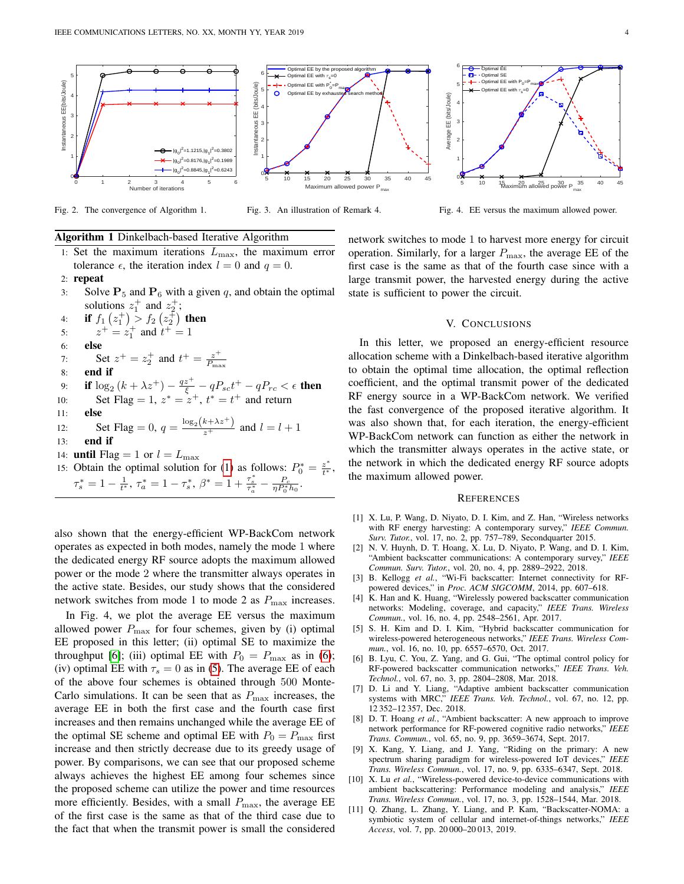Fig. 2. The convergence of Algorithm 1.

Fig. 3. An illustration of Remark 4.

Fig. 4. EE versus the maximum allowed power.

**Algorithm 1** Dinkelbach-based Iterative Algorithm

1: Set the maximum iterations $L_{\max}$, the maximum error tolerance $\epsilon$, the iteration index $l = 0$ and $q = 0$.
2: **repeat**
3: Solve $\mathbf{P}_5$ and $\mathbf{P}_6$ with a given $q$, and obtain the optimal solutions $z_1^+$ and $z_2^+$;
4: **if** $f_1\left(z_1^+\right) > f_2\left(z_2^+\right)$ **then**
5: $z^+ = z_1^+$ and $t^+ = 1$
6: **else**
7: Set $z^+ = z_2^+$ and $t^+ = \frac{z^+}{P_{\max}}$
8: **end if**
9: **if** $\log_2\left(k + \lambda z^+\right) - \frac{qz^+}{\xi} - qP_{sc}t^+ - qP_{rc} < \epsilon$ **then**
10: Set Flag $= 1$, $z^* = z^+$, $t^* = t^+$ and return
11: **else**
12: Set Flag $= 0$, $q = \frac{\log_2\left(k+\lambda z^+\right)}{z^+}$ and $l = l + 1$
13: **end if**
14: **until** Flag $= 1$ or $l = L_{\max}$
15: Obtain the optimal solution for (1) as follows: $P_0^* = \frac{z^*}{t^*}$, $\tau_s^* = 1 - \frac{1}{t^*}$, $\tau_a^* = 1 - \tau_s^*$, $t^*$, $\beta^* = 1 + \frac{\tau_s^*}{\tau_a^*} - \frac{P_c}{\eta P_0^* h_0}$.

also shown that the energy-efficient WP-BackCom network operates as expected in both modes, namely the mode 1 where the dedicated energy RF source adopts the maximum allowed power or the mode 2 where the transmitter always operates in the active state. Besides, our study shows that the considered network switches from mode 1 to mode 2 as $P_{\max}$ increases.

In Fig. 4, we plot the average EE versus the maximum allowed power $P_{\max}$ for four schemes, given by (i) optimal EE proposed in this letter; (ii) optimal SE to maximize the throughput [6]; (iii) optimal EE with $P_0 = P_{\max}$ as in (6); (iv) optimal EE with $\tau_s = 0$ as in (5). The average EE of each of the above four schemes is obtained through 500 Monte-Carlo simulations. It can be seen that as $P_{\max}$ increases, the average EE in both the first case and the fourth case first increases and then remains unchanged while the average EE of the optimal SE scheme and optimal EE with $P_0 = P_{\max}$ first increase and then strictly decrease due to its greedy usage of power. By comparisons, we can see that our proposed scheme always achieves the highest EE among four schemes since the proposed scheme can utilize the power and time resources more efficiently. Besides, with a small $P_{\max}$, the average EE of the first case is the same as that of the third case due to the fact that when the transmit power is small the considered network switches to mode 1 to harvest more energy for circuit operation. Similarly, for a larger $P_{\max}$, the average EE of the first case is the same as that of the fourth case since with a large transmit power, the harvested energy during the active state is sufficient to power the circuit.

## V. Conclusions

In this letter, we proposed an energy-efficient resource allocation scheme with a Dinkelbach-based iterative algorithm to obtain the optimal time allocation, the optimal reflection coefficient, and the optimal transmit power of the dedicated RF energy source in a WP-BackCom network. We verified the fast convergence of the proposed iterative algorithm. It was also shown that, for each iteration, the energy-efficient WP-BackCom network can function as either the network in which the transmitter always operates in the active state, or the network in which the dedicated energy RF source adopts the maximum allowed power.

## References

[1] X. Lu, P. Wang, D. Niyato, D. I. Kim, and Z. Han, "Wireless networks with RF energy harvesting: A contemporary survey," *IEEE Commun. Surv. Tutor.*, vol. 17, no. 2, pp. 757–789, Secondquarter 2015.

[2] N. V. Huynh, D. T. Hoang, X. Lu, D. Niyato, P. Wang, and D. I. Kim, "Ambient backscatter communications: A contemporary survey," *IEEE Commun. Surv. Tutor.*, vol. 20, no. 4, pp. 2889–2922, 2018.

[3] B. Kellogg *et al.*, "Wi-Fi backscatter: Internet connectivity for RF-powered devices," in *Proc. ACM SIGCOMM*, 2014, pp. 607–618.

[4] K. Han and K. Huang, "Wirelessly powered backscatter communication networks: Modeling, coverage, and capacity," *IEEE Trans. Wireless Commun.*, vol. 16, no. 4, pp. 2548–2561, Apr. 2017.

[5] S. H. Kim and D. I. Kim, "Hybrid backscatter communication for wireless-powered heterogeneous networks," *IEEE Trans. Wireless Commun.*, vol. 16, no. 10, pp. 6557–6570, Oct. 2017.

[6] B. Lyu, C. You, Z. Yang, and G. Gui, "The optimal control policy for RF-powered backscatter communication networks," *IEEE Trans. Veh. Technol.*, vol. 67, no. 3, pp. 2804–2808, Mar. 2018.

[7] D. Li and Y. Liang, "Adaptive ambient backscatter communication systems with MRC," *IEEE Trans. Veh. Technol.*, vol. 67, no. 12, pp. 12 352–12 357, Dec. 2018.

[8] D. T. Hoang *et al.*, "Ambient backscatter: A new approach to improve network performance for RF-powered cognitive radio networks," *IEEE Trans. Commun.*, vol. 65, no. 9, pp. 3659–3674, Sept. 2017.

[9] X. Kang, Y. Liang, and J. Yang, "Riding on the primary: A new spectrum sharing paradigm for wireless-powered IoT devices," *IEEE Trans. Wireless Commun.*, vol. 17, no. 9, pp. 6335–6347, Sept. 2018.

[10] X. Lu *et al.*, "Wireless-powered device-to-device communications with ambient backscattering: Performance modeling and analysis," *IEEE Trans. Wireless Commun.*, vol. 17, no. 3, pp. 1528–1544, Mar. 2018.

[11] Q. Zhang, L. Zhang, Y. Liang, and P. Kam, "Backscatter-NOMA: a symbiotic system of cellular and internet-of-things networks," *IEEE Access*, vol. 7, pp. 20 000–20 013, 2019.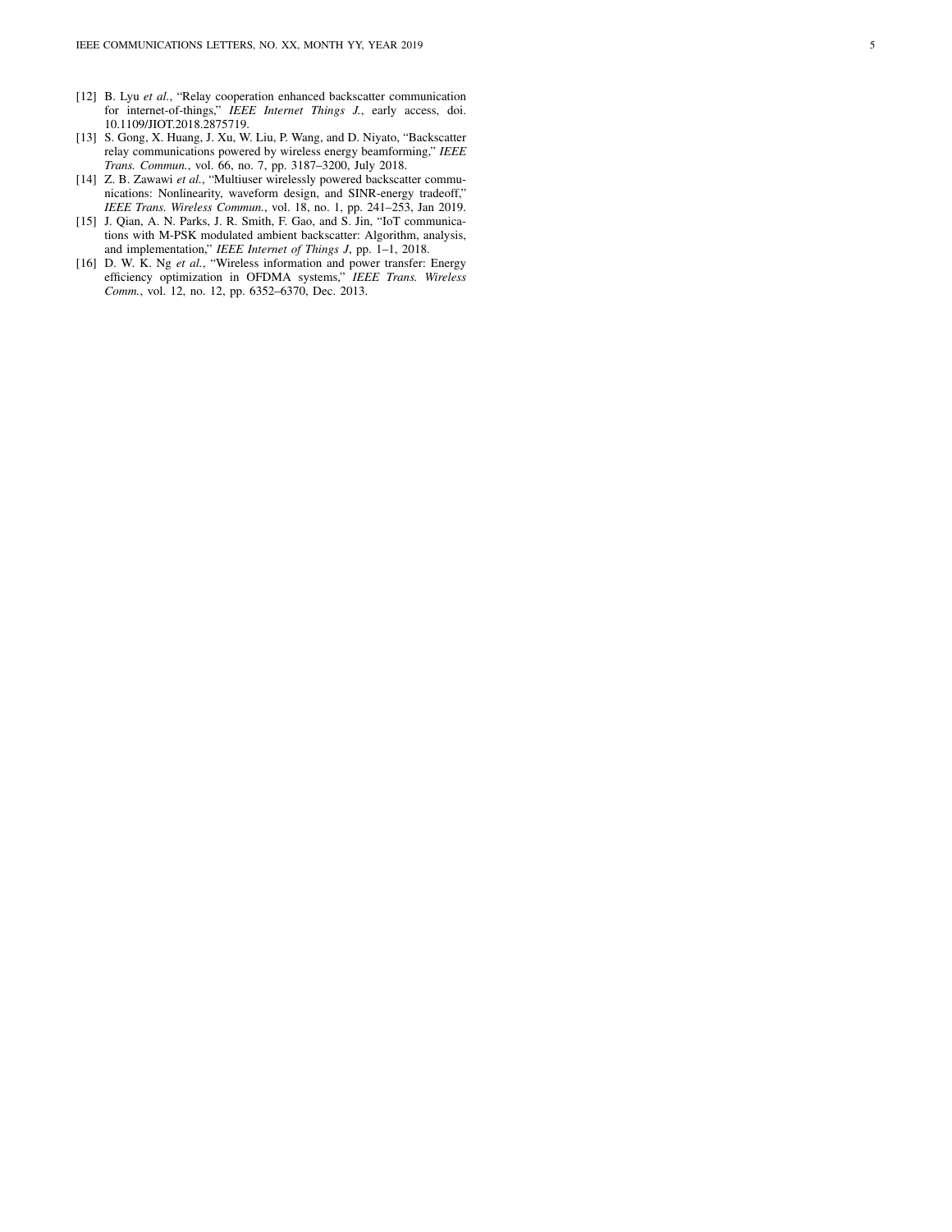[12] B. Lyu *et al.*, "Relay cooperation enhanced backscatter communication for internet-of-things," *IEEE Internet Things J.*, early access, doi. 10.1109/JIOT.2018.2875719.

[13] S. Gong, X. Huang, J. Xu, W. Liu, P. Wang, and D. Niyato, "Backscatter relay communications powered by wireless energy beamforming," *IEEE Trans. Commun.*, vol. 66, no. 7, pp. 3187–3200, July 2018.

[14] Z. B. Zawawi *et al.*, "Multiuser wirelessly powered backscatter communications: Nonlinearity, waveform design, and SINR-energy tradeoff," *IEEE Trans. Wireless Commun.*, vol. 18, no. 1, pp. 241–253, Jan 2019.

[15] J. Qian, A. N. Parks, J. R. Smith, F. Gao, and S. Jin, "IoT communications with M-PSK modulated ambient backscatter: Algorithm, analysis, and implementation," *IEEE Internet of Things J*, pp. 1–1, 2018.

[16] D. W. K. Ng *et al.*, "Wireless information and power transfer: Energy efficiency optimization in OFDMA systems," *IEEE Trans. Wireless Comm.*, vol. 12, no. 12, pp. 6352–6370, Dec. 2013.